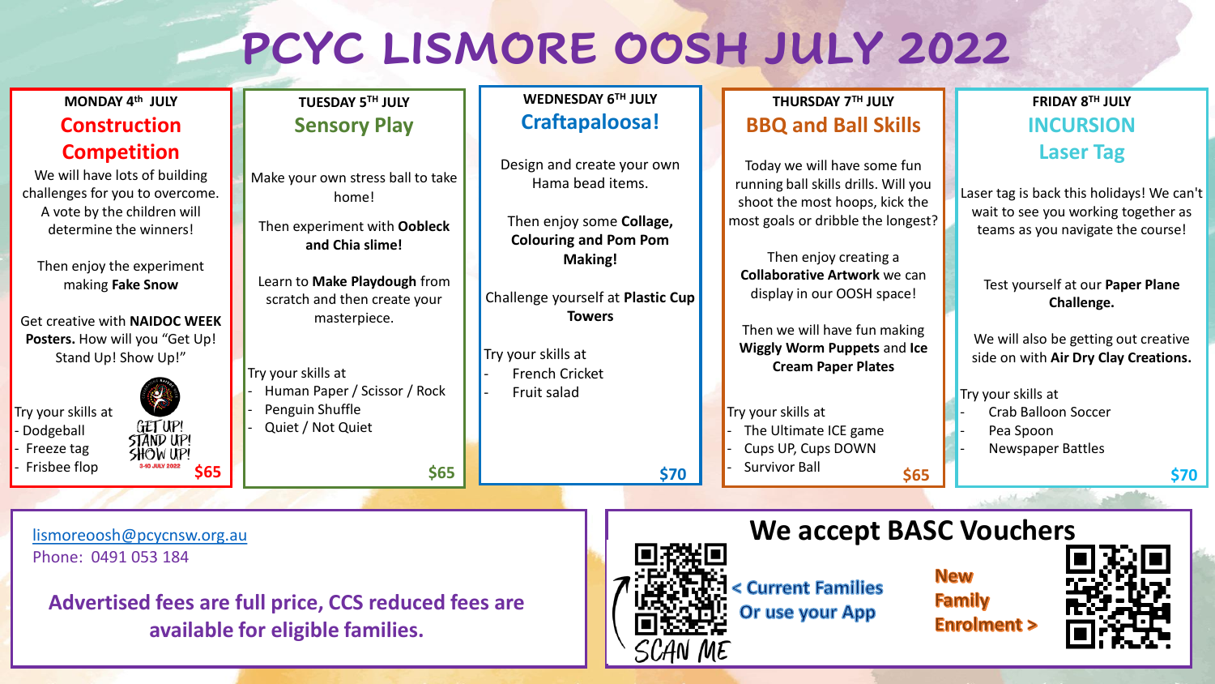# PCYC LISMORE OOSH JULY 2022

## MONDAY 4th JULY

### Construction Competition

We will have lots of building challenges for you to overcome. A vote by the children will determine the winners!

Then enjoy the experiment making **Fake Snow**

Get creative with **NAIDOC WEEK Posters.** How will you "Get Up! Stand Up! Show Up!"

Try your skills at

- Dodgeball
- Freeze tag
- Frisbee flop

GET UP! STAND UP! SHOW UP! 3-10 JULY 2022

**$65**

## TUESDAY 5TH JULY

### Sensory Play

Make your own stress ball to take home!

Then experiment with **Oobleck and Chia slime!**

Learn to **Make Playdough** from scratch and then create your masterpiece.

Try your skills at

- Human Paper / Scissor / Rock
- Penguin Shuffle
- Quiet / Not Quiet

**$65**

## WEDNESDAY 6TH JULY

### Craftapaloosa!

Design and create your own Hama bead items.

Then enjoy some **Collage, Colouring and Pom Pom Making!**

Challenge yourself at **Plastic Cup Towers**

Try your skills at

- French Cricket
- Fruit salad

**$70**

## THURSDAY 7TH JULY

### BBQ and Ball Skills

Today we will have some fun running ball skills drills. Will you shoot the most hoops, kick the most goals or dribble the longest?

Then enjoy creating a **Collaborative Artwork** we can display in our OOSH space!

Then we will have fun making **Wiggly Worm Puppets** and **Ice Cream Paper Plates**

Try your skills at

- The Ultimate ICE game
- Cups UP, Cups DOWN
- Survivor Ball

**$65**

## FRIDAY 8TH JULY

### INCURSION Laser Tag

Laser tag is back this holidays! We can't wait to see you working together as teams as you navigate the course!

Test yourself at our **Paper Plane Challenge.**

We will also be getting out creative side on with **Air Dry Clay Creations.**

Try your skills at

- Crab Balloon Soccer
- Pea Spoon
- Newspaper Battles

**$70**

---

lismoreoosh@pcycnsw.org.au
Phone: 0491 053 184

**Advertised fees are full price, CCS reduced fees are available for eligible families.**

## We accept BASC Vouchers

SCAN ME

< Current Families Or use your App

New Family Enrolment >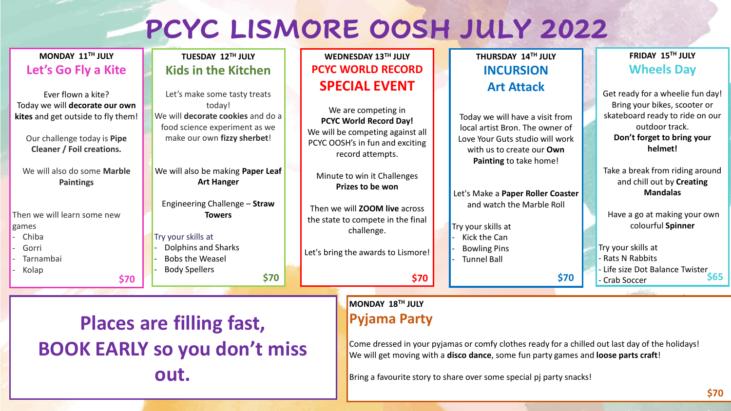# PCYC LISMORE OOSH JULY 2022

## MONDAY 11TH JULY

### Let's Go Fly a Kite

Ever flown a kite?
Today we will **decorate our own kites** and get outside to fly them!

Our challenge today is **Pipe Cleaner / Foil creations.**

We will also do some **Marble Paintings**

Then we will learn some new games
- Chiba
- Gorri
- Tarnambai
- Kolap

$70

## TUESDAY 12TH JULY

### Kids in the Kitchen

Let's make some tasty treats today!
We will **decorate cookies** and do a food science experiment as we make our own **fizzy sherbet**!

We will also be making **Paper Leaf Art Hanger**

Engineering Challenge – **Straw Towers**

Try your skills at
- Dolphins and Sharks
- Bobs the Weasel
- Body Spellers

$70

## WEDNESDAY 13TH JULY

### PCYC WORLD RECORD SPECIAL EVENT

We are competing in **PCYC World Record Day!**
We will be competing against all PCYC OOSH's in fun and exciting record attempts.

Minute to win it Challenges
**Prizes to be won**

Then we will **ZOOM live** across the state to compete in the final challenge.

Let's bring the awards to Lismore!

$70

## THURSDAY 14TH JULY

### INCURSION Art Attack

Today we will have a visit from local artist Bron. The owner of Love Your Guts studio will work with us to create our **Own Painting** to take home!

Let's Make a **Paper Roller Coaster** and watch the Marble Roll

Try your skills at
- Kick the Can
- Bowling Pins
- Tunnel Ball

$70

## FRIDAY 15TH JULY

### Wheels Day

Get ready for a wheelie fun day! Bring your bikes, scooter or skateboard ready to ride on our outdoor track.
**Don't forget to bring your helmet!**

Take a break from riding around and chill out by **Creating Mandalas**

Have a go at making your own colourful **Spinner**

Try your skills at
- Rats N Rabbits
- Life size Dot Balance Twister
- Crab Soccer

$65

**Places are filling fast, BOOK EARLY so you don't miss out.**

## MONDAY 18TH JULY

### Pyjama Party

Come dressed in your pyjamas or comfy clothes ready for a chilled out last day of the holidays!
We will get moving with a **disco dance**, some fun party games and **loose parts craft**!

Bring a favourite story to share over some special pj party snacks!

$70